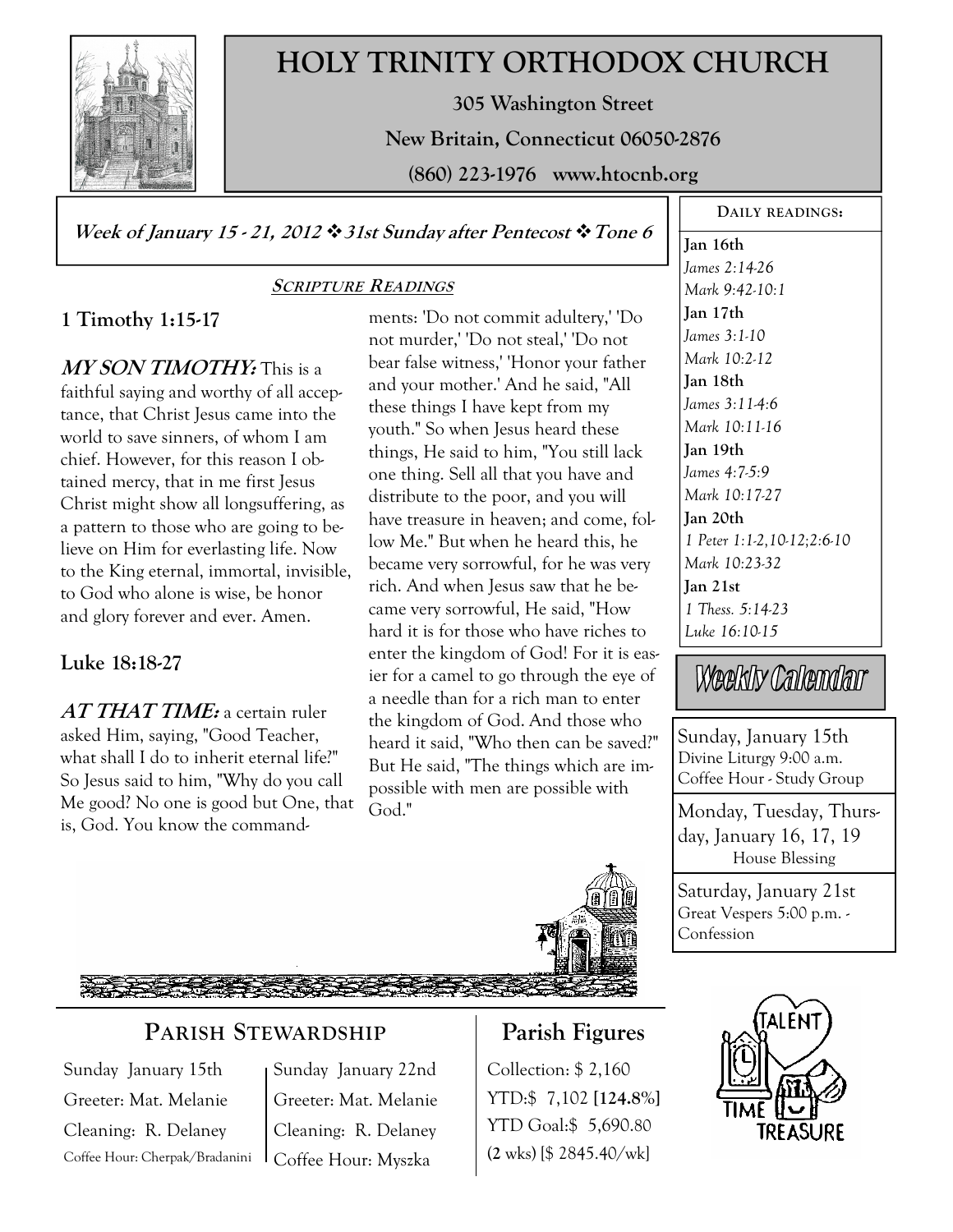# HOLY TRINITY ORTHODOX CHURCH

**305 Washington Street**

**New Britain, Connecticut 06050-2876**

**(860) 223-1976 www.htocnb.org**

***Week of January 15 - 21, 2012 ❖ 31st Sunday after Pentecost ❖ Tone 6***

## SCRIPTURE READINGS

### 1 Timothy 1:15-17

***MY SON TIMOTHY:*** This is a faithful saying and worthy of all acceptance, that Christ Jesus came into the world to save sinners, of whom I am chief. However, for this reason I obtained mercy, that in me first Jesus Christ might show all longsuffering, as a pattern to those who are going to believe on Him for everlasting life. Now to the King eternal, immortal, invisible, to God who alone is wise, be honor and glory forever and ever. Amen.

### Luke 18:18-27

***AT THAT TIME:*** a certain ruler asked Him, saying, "Good Teacher, what shall I do to inherit eternal life?" So Jesus said to him, "Why do you call Me good? No one is good but One, that is, God. You know the commandments: 'Do not commit adultery,' 'Do not murder,' 'Do not steal,' 'Do not bear false witness,' 'Honor your father and your mother.' And he said, "All these things I have kept from my youth." So when Jesus heard these things, He said to him, "You still lack one thing. Sell all that you have and distribute to the poor, and you will have treasure in heaven; and come, follow Me." But when he heard this, he became very sorrowful, for he was very rich. And when Jesus saw that he became very sorrowful, He said, "How hard it is for those who have riches to enter the kingdom of God! For it is easier for a camel to go through the eye of a needle than for a rich man to enter the kingdom of God. And those who heard it said, "Who then can be saved?" But He said, "The things which are impossible with men are possible with God."

## DAILY READINGS:

**Jan 16th**
*James 2:14-26*
*Mark 9:42-10:1*

**Jan 17th**
*James 3:1-10*
*Mark 10:2-12*

**Jan 18th**
*James 3:11-4:6*
*Mark 10:11-16*

**Jan 19th**
*James 4:7-5:9*
*Mark 10:17-27*

**Jan 20th**
*1 Peter 1:1-2,10-12;2:6-10*
*Mark 10:23-32*

**Jan 21st**
*1 Thess. 5:14-23*
*Luke 16:10-15*

## Weekly Calendar

Sunday, January 15th
Divine Liturgy 9:00 a.m.
Coffee Hour - Study Group

Monday, Tuesday, Thursday, January 16, 17, 19
House Blessing

Saturday, January 21st
Great Vespers 5:00 p.m. - Confession

## PARISH STEWARDSHIP

| Sunday January 15th | Sunday January 22nd |
|---|---|
| Greeter: Mat. Melanie | Greeter: Mat. Melanie |
| Cleaning: R. Delaney | Cleaning: R. Delaney |
| Coffee Hour: Cherpak/Bradanini | Coffee Hour: Myszka |

## Parish Figures

Collection: $ 2,160
YTD:$ 7,102 **[124.8%]**
YTD Goal:$ 5,690.80
(2 wks) [$ 2845.40/wk]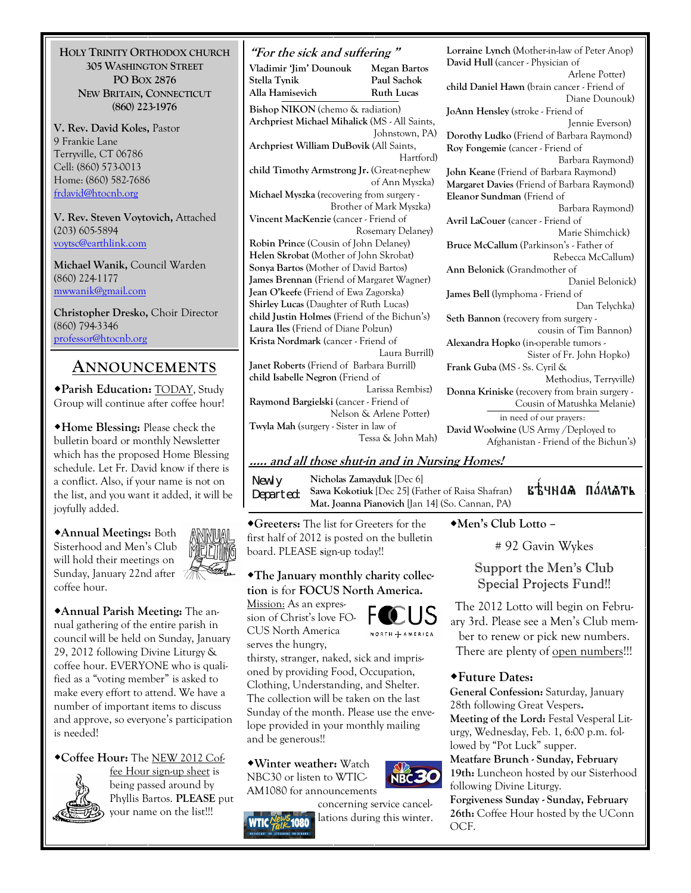**HOLY TRINITY ORTHODOX CHURCH**
**305 WASHINGTON STREET**
**PO BOX 2876**
**NEW BRITAIN, CONNECTICUT**
**(860) 223-1976**

**V. Rev. David Koles,** Pastor
9 Frankie Lane
Terryville, CT 06786
Cell: (860) 573-0013
Home: (860) 582-7686
frdavid@htocnb.org

**V. Rev. Steven Voytovich,** Attached
(203) 605-5894
voytsc@earthlink.com

**Michael Wanik,** Council Warden
(860) 224-1177
mwwanik@gmail.com

**Christopher Dresko,** Choir Director
(860) 794-3346
professor@htocnb.org

## ANNOUNCEMENTS

◆**Parish Education:** TODAY, Study Group will continue after coffee hour!

◆**Home Blessing:** Please check the bulletin board or monthly Newsletter which has the proposed Home Blessing schedule. Let Fr. David know if there is a conflict. Also, if your name is not on the list, and you want it added, it will be joyfully added.

◆**Annual Meetings:** Both Sisterhood and Men's Club will hold their meetings on Sunday, January 22nd after coffee hour.

◆**Annual Parish Meeting:** The annual gathering of the entire parish in council will be held on Sunday, January 29, 2012 following Divine Liturgy & coffee hour. EVERYONE who is qualified as a "voting member" is asked to make every effort to attend. We have a number of important items to discuss and approve, so everyone's participation is needed!

◆**Coffee Hour:** The NEW 2012 Coffee Hour sign-up sheet is being passed around by Phyllis Bartos. **PLEASE** put your name on the list!!!

### *"For the sick and suffering"*

**Vladimir 'Jim' Dounouk**
**Stella Tynik**
**Alla Hamisevich**
**Megan Bartos**
**Paul Sachok**
**Ruth Lucas**
**Bishop NIKON** (chemo & radiation)
**Archpriest Michael Mihalick** (MS - All Saints, Johnstown, PA)
**Archpriest William DuBovik** (All Saints, Hartford)
**child Timothy Armstrong Jr.** (Great-nephew of Ann Myszka)
**Michael Myszka** (recovering from surgery - Brother of Mark Myszka)
**Vincent MacKenzie** (cancer - Friend of Rosemary Delaney)
**Robin Prince** (Cousin of John Delaney)
**Helen Skrobat** (Mother of John Skrobat)
**Sonya Bartos** (Mother of David Bartos)
**James Brennan** (Friend of Margaret Wagner)
**Jean O'keefe** (Friend of Ewa Zagorska)
**Shirley Lucas** (Daughter of Ruth Lucas)
**child Justin Holmes** (Friend of the Bichun's)
**Laura Iles** (Friend of Diane Polzun)
**Krista Nordmark** (cancer - Friend of Laura Burrill)
**Janet Roberts** (Friend of Barbara Burrill)
**child Isabelle Negron** (Friend of Larissa Rembisz)
**Raymond Bargielski** (cancer - Friend of Nelson & Arlene Potter)
**Twyla Mah** (surgery - Sister in law of Tessa & John Mah)
**Lorraine Lynch** (Mother-in-law of Peter Anop)
**David Hull** (cancer - Physician of Arlene Potter)
**child Daniel Hawn** (brain cancer - Friend of Diane Dounouk)
**JoAnn Hensley** (stroke - Friend of Jennie Everson)
**Dorothy Ludko** (Friend of Barbara Raymond)
**Roy Fongemie** (cancer - Friend of Barbara Raymond)
**John Keane** (Friend of Barbara Raymond)
**Margaret Davies** (Friend of Barbara Raymond)
**Eleanor Sundman** (Friend of Barbara Raymond)
**Avril LaCouer** (cancer - Friend of Marie Shimchick)
**Bruce McCallum** (Parkinson's - Father of Rebecca McCallum)
**Ann Belonick** (Grandmother of Daniel Belonick)
**James Bell** (lymphoma - Friend of Dan Telychka)
**Seth Bannon** (recovery from surgery - cousin of Tim Bannon)
**Alexandra Hopko** (in-operable tumors - Sister of Fr. John Hopko)
**Frank Guba** (MS - Ss. Cyril & Methodius, Terryville)
**Donna Kriniske** (recovery from brain surgery - Cousin of Matushka Melanie)

in need of our prayers:
**David Woolwine** (US Army /Deployed to Afghanistan - Friend of the Bichun's)

### *..... and all those shut-in and in Nursing Homes!*

Newly Departed:
**Nicholas Zamayduk** [Dec 6]
**Sawa Kokotiuk** [Dec 25] (Father of Raisa Shafran)
**Mat. Joanna Pianovich** [Jan 14] (So. Cannan, PA)

ВѢЧНАЯ ПАМЯТЬ

◆**Greeters:** The list for Greeters for the first half of 2012 is posted on the bulletin board. PLEASE sign-up today!!

◆**The January monthly charity collection** is for **FOCUS North America.**
Mission: As an expression of Christ's love FOCUS North America serves the hungry, thirsty, stranger, naked, sick and imprisoned by providing Food, Occupation, Clothing, Understanding, and Shelter. The collection will be taken on the last Sunday of the month. Please use the envelope provided in your monthly mailing and be generous!!

◆**Winter weather:** Watch NBC30 or listen to WTIC-AM1080 for announcements concerning service cancellations during this winter.

◆**Men's Club Lotto –**

# 92 Gavin Wykes

Support the Men's Club Special Projects Fund!!

The 2012 Lotto will begin on February 3rd. Please see a Men's Club member to renew or pick new numbers. There are plenty of open numbers!!!

◆**Future Dates:**
**General Confession:** Saturday, January 28th following Great Vespers.
**Meeting of the Lord:** Festal Vesperal Liturgy, Wednesday, Feb. 1, 6:00 p.m. followed by "Pot Luck" supper.
**Meatfare Brunch - Sunday, February 19th:** Luncheon hosted by our Sisterhood following Divine Liturgy.
**Forgiveness Sunday - Sunday, February 26th:** Coffee Hour hosted by the UConn OCF.